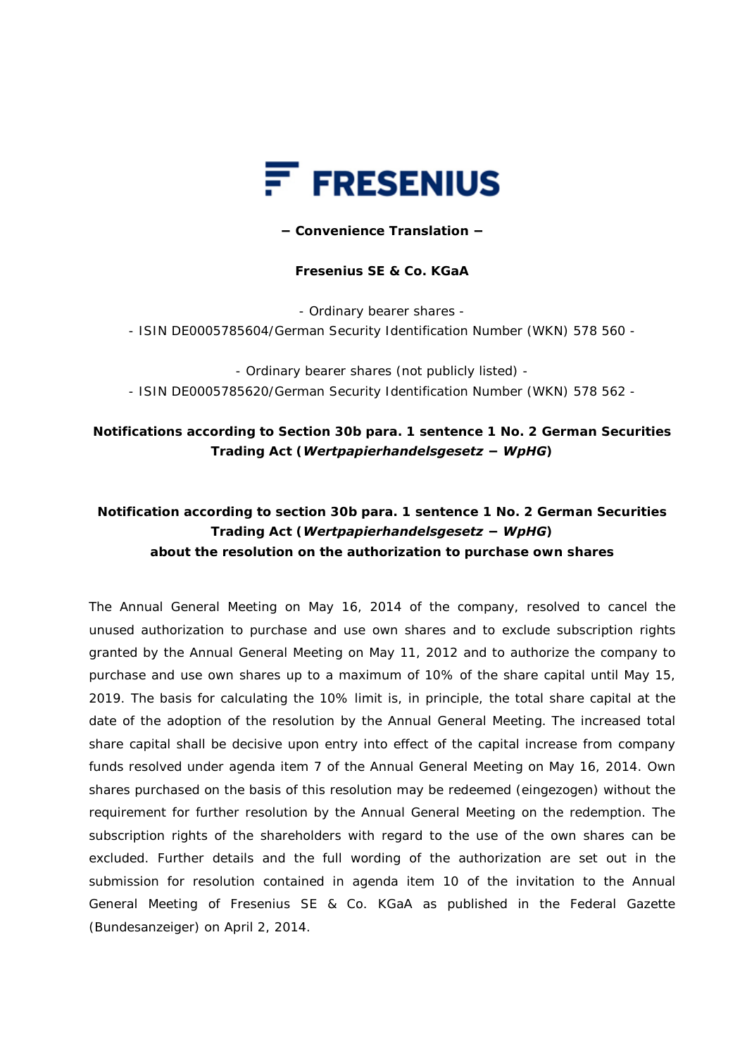FRESENIUS

**‒ Convenience Translation ‒**

**Fresenius SE & Co. KGaA**

- Ordinary bearer shares -
- ISIN DE0005785604/German Security Identification Number (WKN) 578 560 -

- Ordinary bearer shares (not publicly listed) -
- ISIN DE0005785620/German Security Identification Number (WKN) 578 562 -

## Notifications according to Section 30b para. 1 sentence 1 No. 2 German Securities Trading Act (*Wertpapierhandelsgesetz ‒ WpHG*)

### Notification according to section 30b para. 1 sentence 1 No. 2 German Securities Trading Act (*Wertpapierhandelsgesetz ‒ WpHG*) about the resolution on the authorization to purchase own shares

The Annual General Meeting on May 16, 2014 of the company, resolved to cancel the unused authorization to purchase and use own shares and to exclude subscription rights granted by the Annual General Meeting on May 11, 2012 and to authorize the company to purchase and use own shares up to a maximum of 10% of the share capital until May 15, 2019. The basis for calculating the 10% limit is, in principle, the total share capital at the date of the adoption of the resolution by the Annual General Meeting. The increased total share capital shall be decisive upon entry into effect of the capital increase from company funds resolved under agenda item 7 of the Annual General Meeting on May 16, 2014. Own shares purchased on the basis of this resolution may be redeemed (eingezogen) without the requirement for further resolution by the Annual General Meeting on the redemption. The subscription rights of the shareholders with regard to the use of the own shares can be excluded. Further details and the full wording of the authorization are set out in the submission for resolution contained in agenda item 10 of the invitation to the Annual General Meeting of Fresenius SE & Co. KGaA as published in the Federal Gazette (Bundesanzeiger) on April 2, 2014.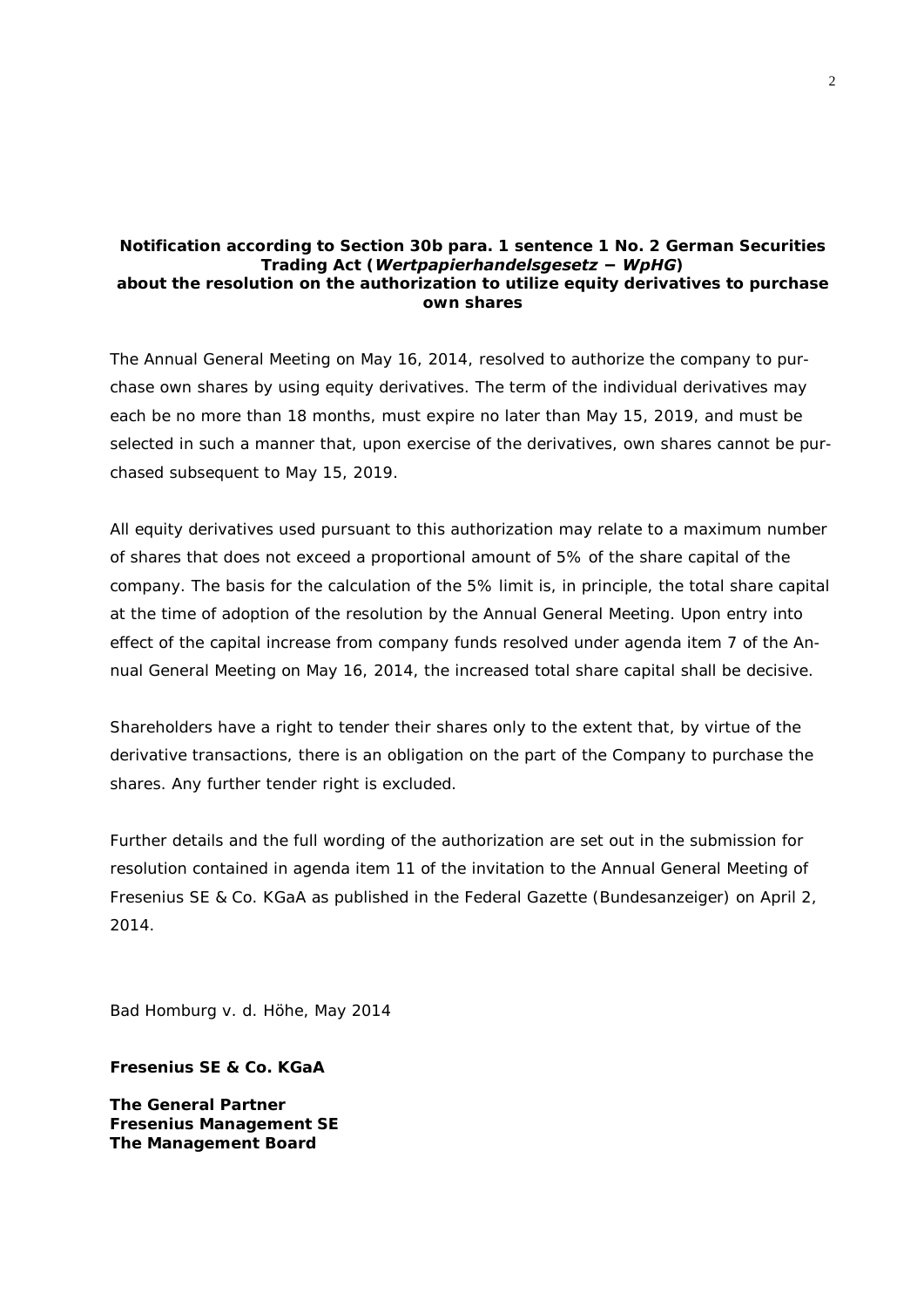**Notification according to Section 30b para. 1 sentence 1 No. 2 German Securities Trading Act (*Wertpapierhandelsgesetz* – *WpHG*) about the resolution on the authorization to utilize equity derivatives to purchase own shares**

The Annual General Meeting on May 16, 2014, resolved to authorize the company to purchase own shares by using equity derivatives. The term of the individual derivatives may each be no more than 18 months, must expire no later than May 15, 2019, and must be selected in such a manner that, upon exercise of the derivatives, own shares cannot be purchased subsequent to May 15, 2019.

All equity derivatives used pursuant to this authorization may relate to a maximum number of shares that does not exceed a proportional amount of 5% of the share capital of the company. The basis for the calculation of the 5% limit is, in principle, the total share capital at the time of adoption of the resolution by the Annual General Meeting. Upon entry into effect of the capital increase from company funds resolved under agenda item 7 of the Annual General Meeting on May 16, 2014, the increased total share capital shall be decisive.

Shareholders have a right to tender their shares only to the extent that, by virtue of the derivative transactions, there is an obligation on the part of the Company to purchase the shares. Any further tender right is excluded.

Further details and the full wording of the authorization are set out in the submission for resolution contained in agenda item 11 of the invitation to the Annual General Meeting of Fresenius SE & Co. KGaA as published in the Federal Gazette (Bundesanzeiger) on April 2, 2014.

Bad Homburg v. d. Höhe, May 2014

**Fresenius SE & Co. KGaA**

**The General Partner**
**Fresenius Management SE**
**The Management Board**